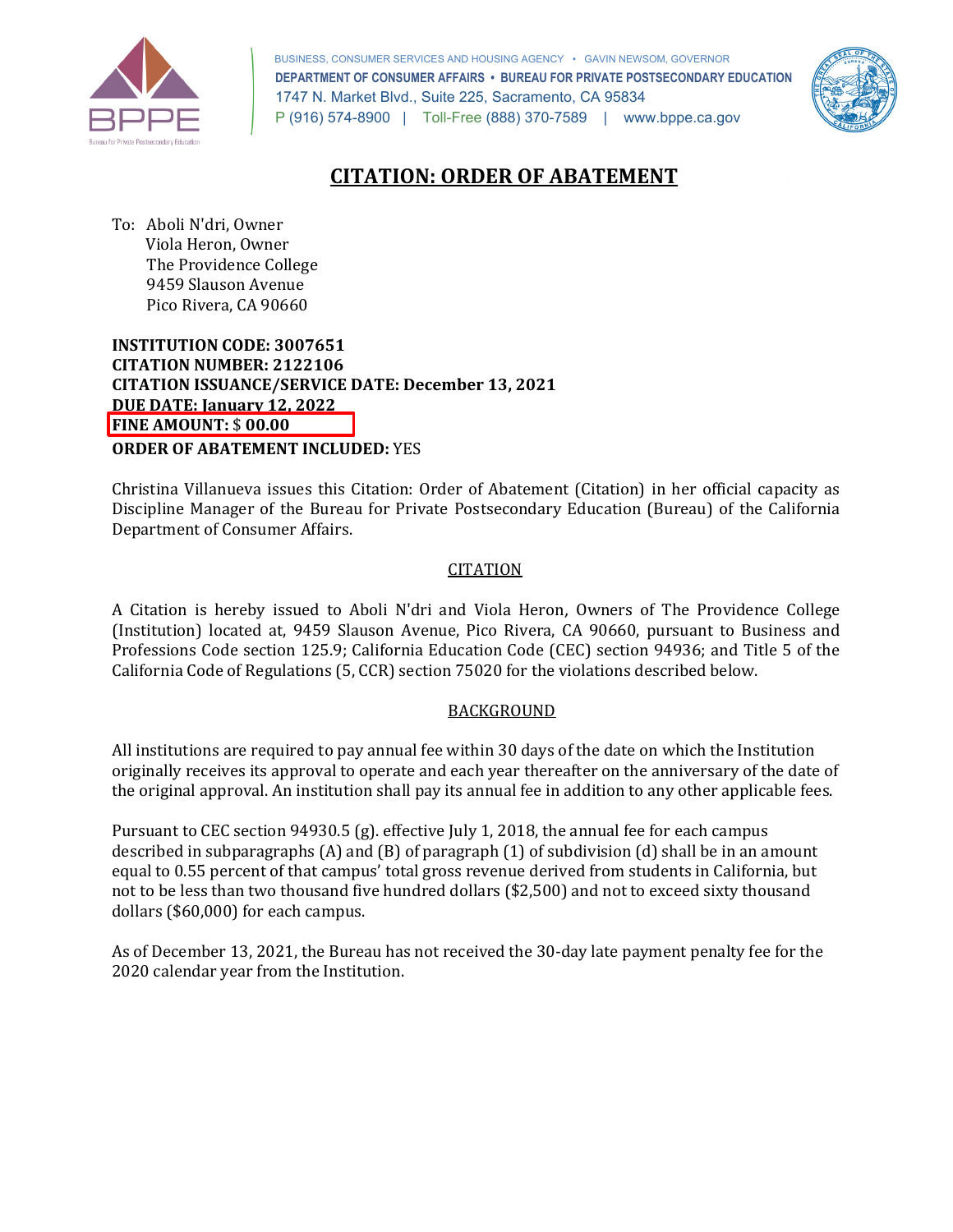BUSINESS, CONSUMER SERVICES AND HOUSING AGENCY • GAVIN NEWSOM, GOVERNOR
**DEPARTMENT OF CONSUMER AFFAIRS • BUREAU FOR PRIVATE POSTSECONDARY EDUCATION**
1747 N. Market Blvd., Suite 225, Sacramento, CA 95834
P (916) 574-8900 | Toll-Free (888) 370-7589 | www.bppe.ca.gov

# CITATION: ORDER OF ABATEMENT

To: Aboli N'dri, Owner
Viola Heron, Owner
The Providence College
9459 Slauson Avenue
Pico Rivera, CA 90660

**INSTITUTION CODE: 3007651**
**CITATION NUMBER: 2122106**
**CITATION ISSUANCE/SERVICE DATE: December 13, 2021**
**DUE DATE: January 12, 2022**
**FINE AMOUNT:** $ **00.00**
**ORDER OF ABATEMENT INCLUDED:** YES

Christina Villanueva issues this Citation: Order of Abatement (Citation) in her official capacity as Discipline Manager of the Bureau for Private Postsecondary Education (Bureau) of the California Department of Consumer Affairs.

## CITATION

A Citation is hereby issued to Aboli N'dri and Viola Heron, Owners of The Providence College (Institution) located at, 9459 Slauson Avenue, Pico Rivera, CA 90660, pursuant to Business and Professions Code section 125.9; California Education Code (CEC) section 94936; and Title 5 of the California Code of Regulations (5, CCR) section 75020 for the violations described below.

## BACKGROUND

All institutions are required to pay annual fee within 30 days of the date on which the Institution originally receives its approval to operate and each year thereafter on the anniversary of the date of the original approval. An institution shall pay its annual fee in addition to any other applicable fees.

Pursuant to CEC section 94930.5 (g). effective July 1, 2018, the annual fee for each campus described in subparagraphs (A) and (B) of paragraph (1) of subdivision (d) shall be in an amount equal to 0.55 percent of that campus' total gross revenue derived from students in California, but not to be less than two thousand five hundred dollars ($2,500) and not to exceed sixty thousand dollars ($60,000) for each campus.

As of December 13, 2021, the Bureau has not received the 30-day late payment penalty fee for the 2020 calendar year from the Institution.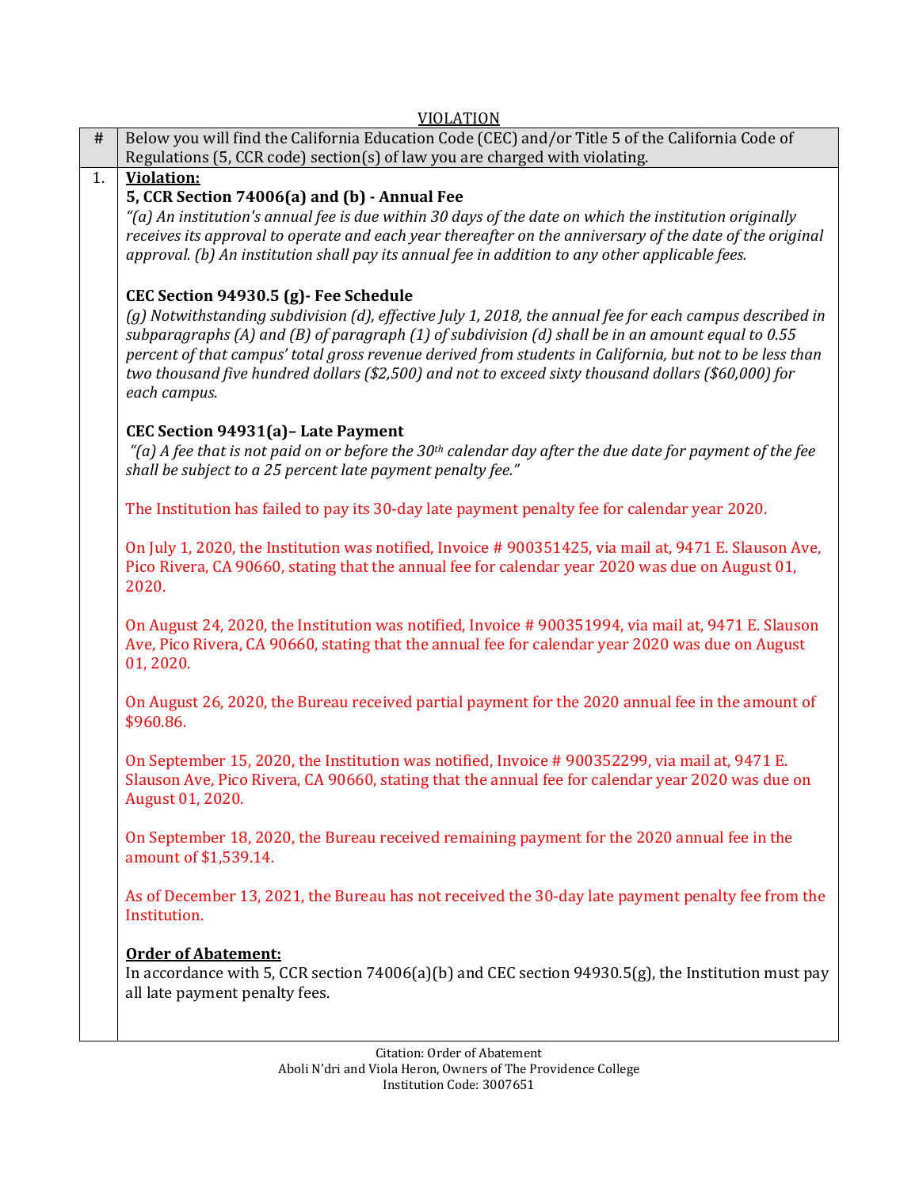VIOLATION

| # | Below you will find the California Education Code (CEC) and/or Title 5 of the California Code of Regulations (5, CCR code) section(s) of law you are charged with violating. |
|---|---|
| 1. | **Violation:**<br>**5, CCR Section 74006(a) and (b) - Annual Fee**<br>*"(a) An institution's annual fee is due within 30 days of the date on which the institution originally receives its approval to operate and each year thereafter on the anniversary of the date of the original approval. (b) An institution shall pay its annual fee in addition to any other applicable fees.*<br><br>**CEC Section 94930.5 (g)- Fee Schedule**<br>*(g) Notwithstanding subdivision (d), effective July 1, 2018, the annual fee for each campus described in subparagraphs (A) and (B) of paragraph (1) of subdivision (d) shall be in an amount equal to 0.55 percent of that campus' total gross revenue derived from students in California, but not to be less than two thousand five hundred dollars ($2,500) and not to exceed sixty thousand dollars ($60,000) for each campus.*<br><br>**CEC Section 94931(a)– Late Payment**<br>*"(a) A fee that is not paid on or before the 30th calendar day after the due date for payment of the fee shall be subject to a 25 percent late payment penalty fee."*<br><br>The Institution has failed to pay its 30-day late payment penalty fee for calendar year 2020.<br><br>On July 1, 2020, the Institution was notified, Invoice # 900351425, via mail at, 9471 E. Slauson Ave, Pico Rivera, CA 90660, stating that the annual fee for calendar year 2020 was due on August 01, 2020.<br><br>On August 24, 2020, the Institution was notified, Invoice # 900351994, via mail at, 9471 E. Slauson Ave, Pico Rivera, CA 90660, stating that the annual fee for calendar year 2020 was due on August 01, 2020.<br><br>On August 26, 2020, the Bureau received partial payment for the 2020 annual fee in the amount of $960.86.<br><br>On September 15, 2020, the Institution was notified, Invoice # 900352299, via mail at, 9471 E. Slauson Ave, Pico Rivera, CA 90660, stating that the annual fee for calendar year 2020 was due on August 01, 2020.<br><br>On September 18, 2020, the Bureau received remaining payment for the 2020 annual fee in the amount of $1,539.14.<br><br>As of December 13, 2021, the Bureau has not received the 30-day late payment penalty fee from the Institution.<br><br>**Order of Abatement:**<br>In accordance with 5, CCR section 74006(a)(b) and CEC section 94930.5(g), the Institution must pay all late payment penalty fees. |

Citation: Order of Abatement
Aboli N'dri and Viola Heron, Owners of The Providence College
Institution Code: 3007651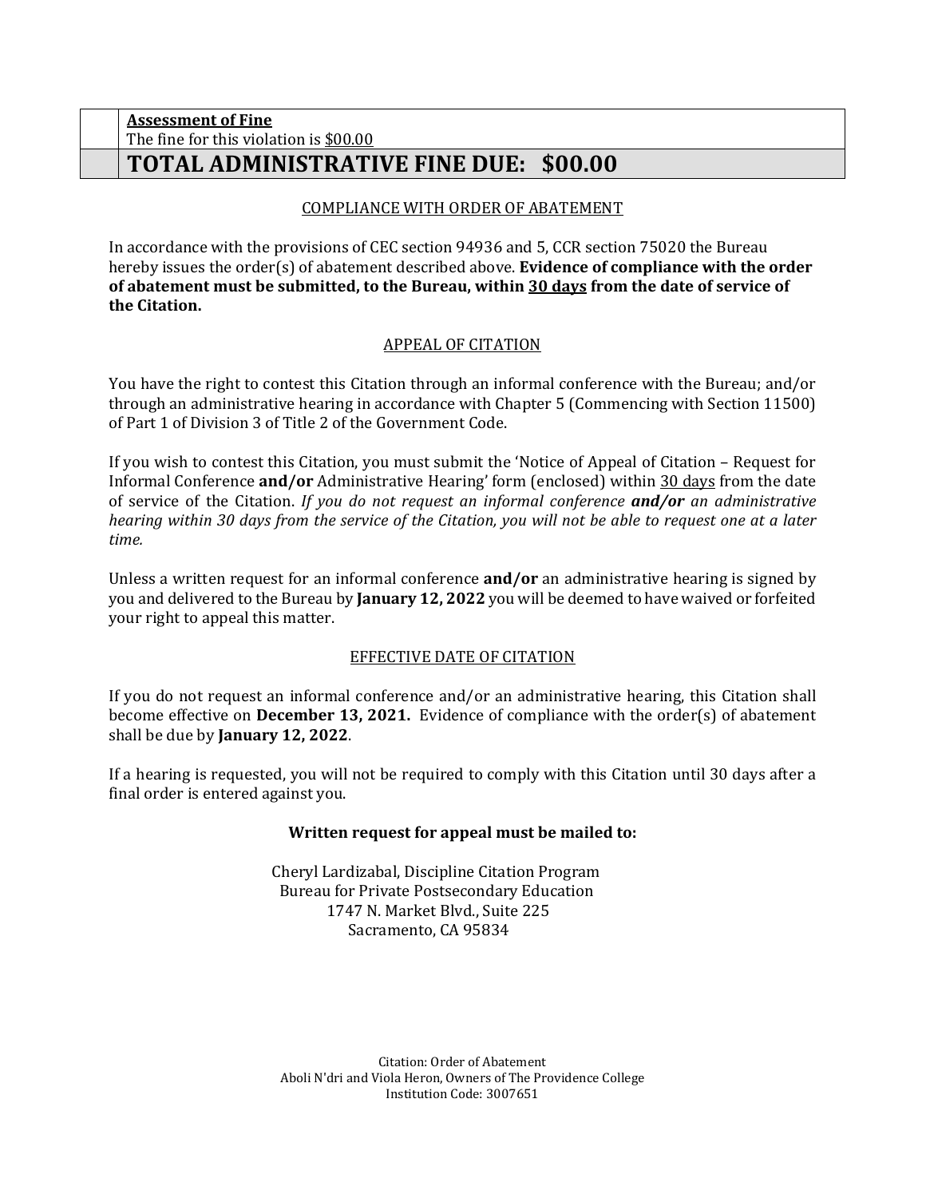| | |
|---|---|
| | **Assessment of Fine**<br>The fine for this violation is $00.00 |
| | **TOTAL ADMINISTRATIVE FINE DUE: $00.00** |

## COMPLIANCE WITH ORDER OF ABATEMENT

In accordance with the provisions of CEC section 94936 and 5, CCR section 75020 the Bureau hereby issues the order(s) of abatement described above. **Evidence of compliance with the order of abatement must be submitted, to the Bureau, within 30 days from the date of service of the Citation.**

## APPEAL OF CITATION

You have the right to contest this Citation through an informal conference with the Bureau; and/or through an administrative hearing in accordance with Chapter 5 (Commencing with Section 11500) of Part 1 of Division 3 of Title 2 of the Government Code.

If you wish to contest this Citation, you must submit the 'Notice of Appeal of Citation – Request for Informal Conference **and/or** Administrative Hearing' form (enclosed) within 30 days from the date of service of the Citation. *If you do not request an informal conference* ***and/or*** *an administrative hearing within 30 days from the service of the Citation, you will not be able to request one at a later time.*

Unless a written request for an informal conference **and/or** an administrative hearing is signed by you and delivered to the Bureau by **January 12, 2022** you will be deemed to have waived or forfeited your right to appeal this matter.

## EFFECTIVE DATE OF CITATION

If you do not request an informal conference and/or an administrative hearing, this Citation shall become effective on **December 13, 2021.** Evidence of compliance with the order(s) of abatement shall be due by **January 12, 2022**.

If a hearing is requested, you will not be required to comply with this Citation until 30 days after a final order is entered against you.

**Written request for appeal must be mailed to:**

Cheryl Lardizabal, Discipline Citation Program
Bureau for Private Postsecondary Education
1747 N. Market Blvd., Suite 225
Sacramento, CA 95834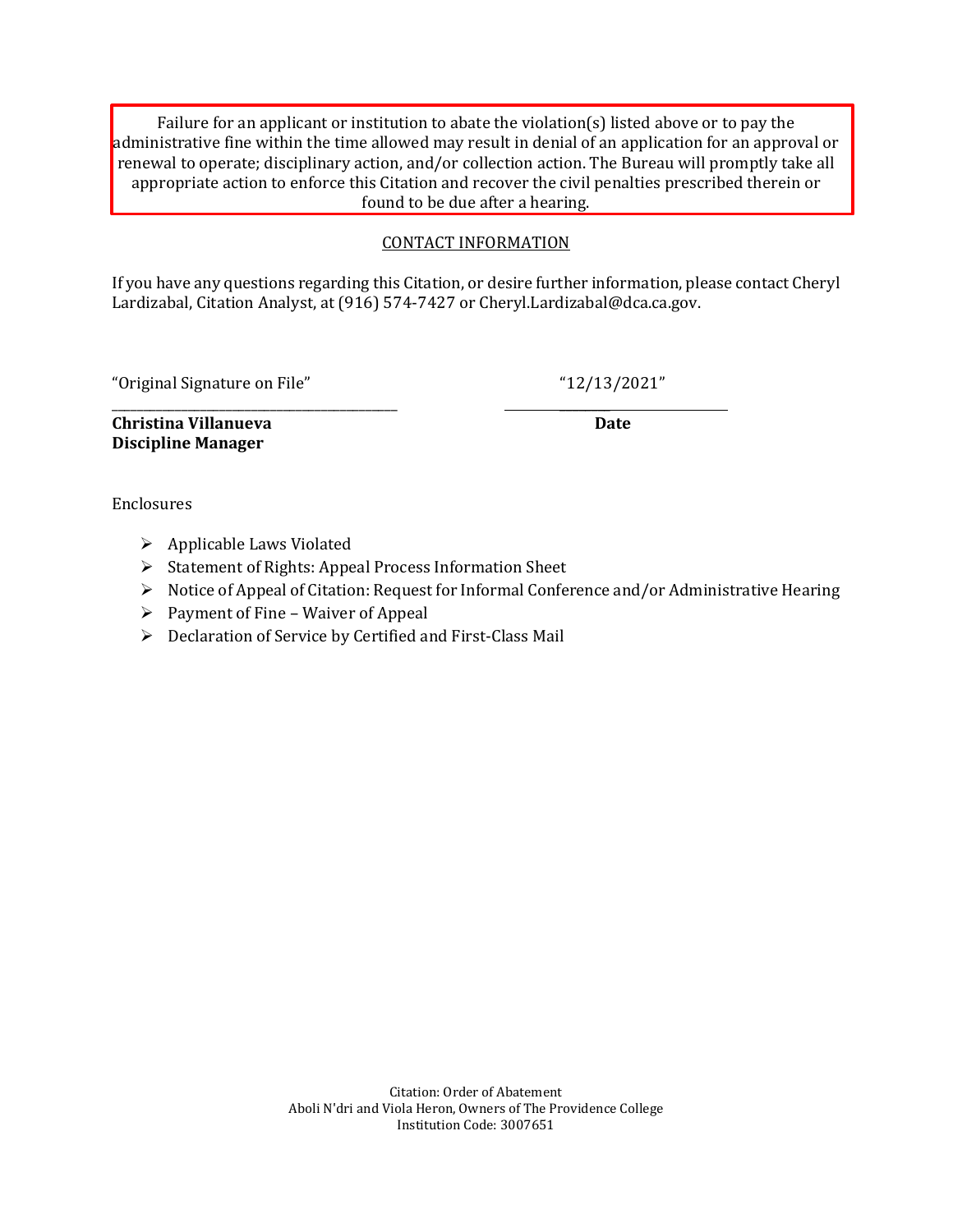Failure for an applicant or institution to abate the violation(s) listed above or to pay the administrative fine within the time allowed may result in denial of an application for an approval or renewal to operate; disciplinary action, and/or collection action. The Bureau will promptly take all appropriate action to enforce this Citation and recover the civil penalties prescribed therein or found to be due after a hearing.

## CONTACT INFORMATION

If you have any questions regarding this Citation, or desire further information, please contact Cheryl Lardizabal, Citation Analyst, at (916) 574-7427 or Cheryl.Lardizabal@dca.ca.gov.

"Original Signature on File" "12/13/2021"

**Christina Villanueva** **Date**
**Discipline Manager**

Enclosures

- Applicable Laws Violated
- Statement of Rights: Appeal Process Information Sheet
- Notice of Appeal of Citation: Request for Informal Conference and/or Administrative Hearing
- Payment of Fine – Waiver of Appeal
- Declaration of Service by Certified and First-Class Mail